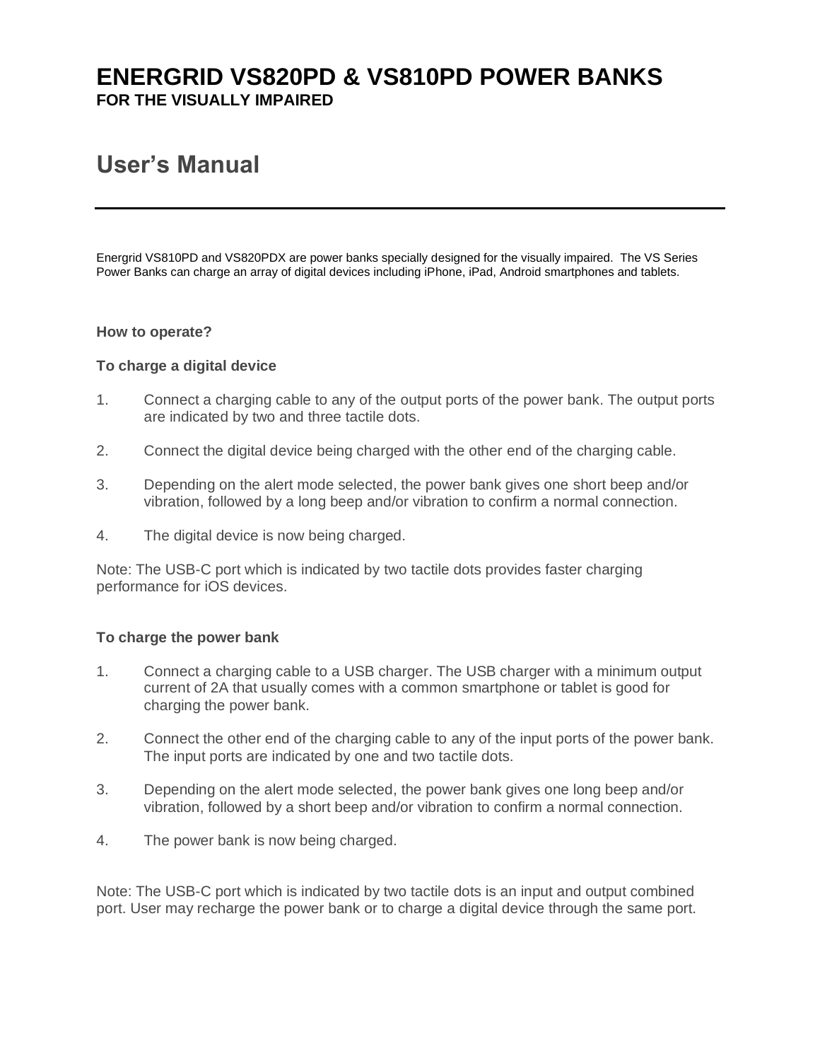# ENERGRID VS820PD & VS810PD POWER BANKS

**FOR THE VISUALLY IMPAIRED**

# User's Manual

---

Energrid VS810PD and VS820PDX are power banks specially designed for the visually impaired. The VS Series Power Banks can charge an array of digital devices including iPhone, iPad, Android smartphones and tablets.

**How to operate?**

**To charge a digital device**

1. Connect a charging cable to any of the output ports of the power bank. The output ports are indicated by two and three tactile dots.
2. Connect the digital device being charged with the other end of the charging cable.
3. Depending on the alert mode selected, the power bank gives one short beep and/or vibration, followed by a long beep and/or vibration to confirm a normal connection.
4. The digital device is now being charged.

Note: The USB-C port which is indicated by two tactile dots provides faster charging performance for iOS devices.

**To charge the power bank**

1. Connect a charging cable to a USB charger. The USB charger with a minimum output current of 2A that usually comes with a common smartphone or tablet is good for charging the power bank.
2. Connect the other end of the charging cable to any of the input ports of the power bank. The input ports are indicated by one and two tactile dots.
3. Depending on the alert mode selected, the power bank gives one long beep and/or vibration, followed by a short beep and/or vibration to confirm a normal connection.
4. The power bank is now being charged.

Note: The USB-C port which is indicated by two tactile dots is an input and output combined port. User may recharge the power bank or to charge a digital device through the same port.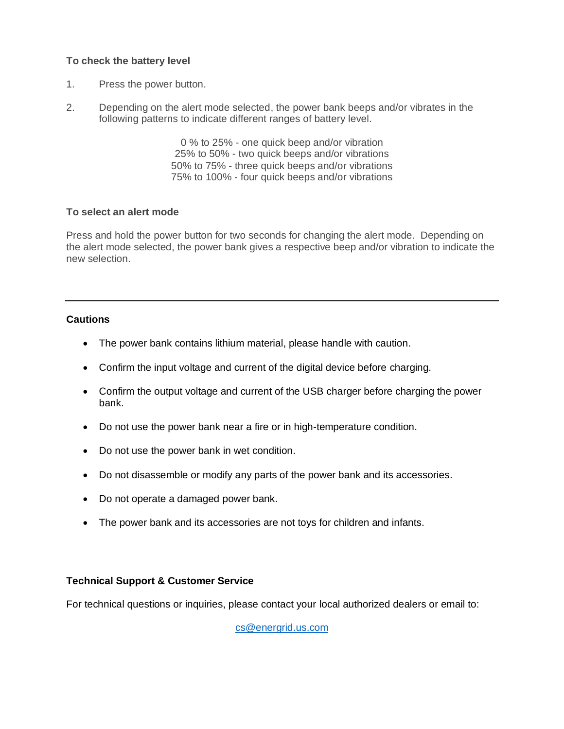**To check the battery level**

1. Press the power button.

2. Depending on the alert mode selected, the power bank beeps and/or vibrates in the following patterns to indicate different ranges of battery level.

   0 % to 25% - one quick beep and/or vibration
   25% to 50% - two quick beeps and/or vibrations
   50% to 75% - three quick beeps and/or vibrations
   75% to 100% - four quick beeps and/or vibrations

**To select an alert mode**

Press and hold the power button for two seconds for changing the alert mode. Depending on the alert mode selected, the power bank gives a respective beep and/or vibration to indicate the new selection.

---

**Cautions**

- The power bank contains lithium material, please handle with caution.
- Confirm the input voltage and current of the digital device before charging.
- Confirm the output voltage and current of the USB charger before charging the power bank.
- Do not use the power bank near a fire or in high-temperature condition.
- Do not use the power bank in wet condition.
- Do not disassemble or modify any parts of the power bank and its accessories.
- Do not operate a damaged power bank.
- The power bank and its accessories are not toys for children and infants.

**Technical Support & Customer Service**

For technical questions or inquiries, please contact your local authorized dealers or email to:

cs@energrid.us.com